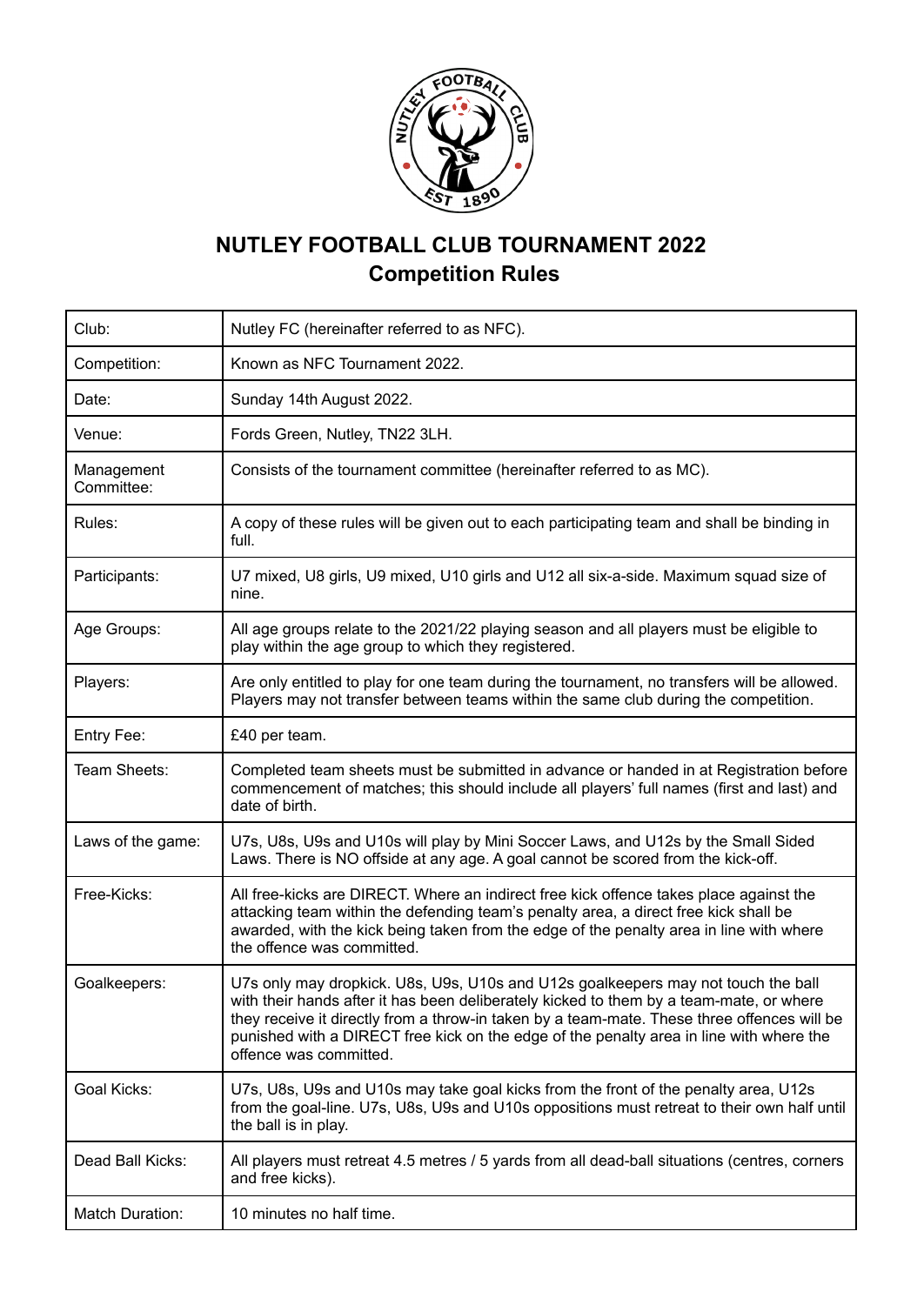# NUTLEY FOOTBALL CLUB TOURNAMENT 2022
## Competition Rules

| | |
|---|---|
| Club: | Nutley FC (hereinafter referred to as NFC). |
| Competition: | Known as NFC Tournament 2022. |
| Date: | Sunday 14th August 2022. |
| Venue: | Fords Green, Nutley, TN22 3LH. |
| Management Committee: | Consists of the tournament committee (hereinafter referred to as MC). |
| Rules: | A copy of these rules will be given out to each participating team and shall be binding in full. |
| Participants: | U7 mixed, U8 girls, U9 mixed, U10 girls and U12 all six-a-side. Maximum squad size of nine. |
| Age Groups: | All age groups relate to the 2021/22 playing season and all players must be eligible to play within the age group to which they registered. |
| Players: | Are only entitled to play for one team during the tournament, no transfers will be allowed. Players may not transfer between teams within the same club during the competition. |
| Entry Fee: | £40 per team. |
| Team Sheets: | Completed team sheets must be submitted in advance or handed in at Registration before commencement of matches; this should include all players' full names (first and last) and date of birth. |
| Laws of the game: | U7s, U8s, U9s and U10s will play by Mini Soccer Laws, and U12s by the Small Sided Laws. There is NO offside at any age. A goal cannot be scored from the kick-off. |
| Free-Kicks: | All free-kicks are DIRECT. Where an indirect free kick offence takes place against the attacking team within the defending team's penalty area, a direct free kick shall be awarded, with the kick being taken from the edge of the penalty area in line with where the offence was committed. |
| Goalkeepers: | U7s only may dropkick. U8s, U9s, U10s and U12s goalkeepers may not touch the ball with their hands after it has been deliberately kicked to them by a team-mate, or where they receive it directly from a throw-in taken by a team-mate. These three offences will be punished with a DIRECT free kick on the edge of the penalty area in line with where the offence was committed. |
| Goal Kicks: | U7s, U8s, U9s and U10s may take goal kicks from the front of the penalty area, U12s from the goal-line. U7s, U8s, U9s and U10s oppositions must retreat to their own half until the ball is in play. |
| Dead Ball Kicks: | All players must retreat 4.5 metres / 5 yards from all dead-ball situations (centres, corners and free kicks). |
| Match Duration: | 10 minutes no half time. |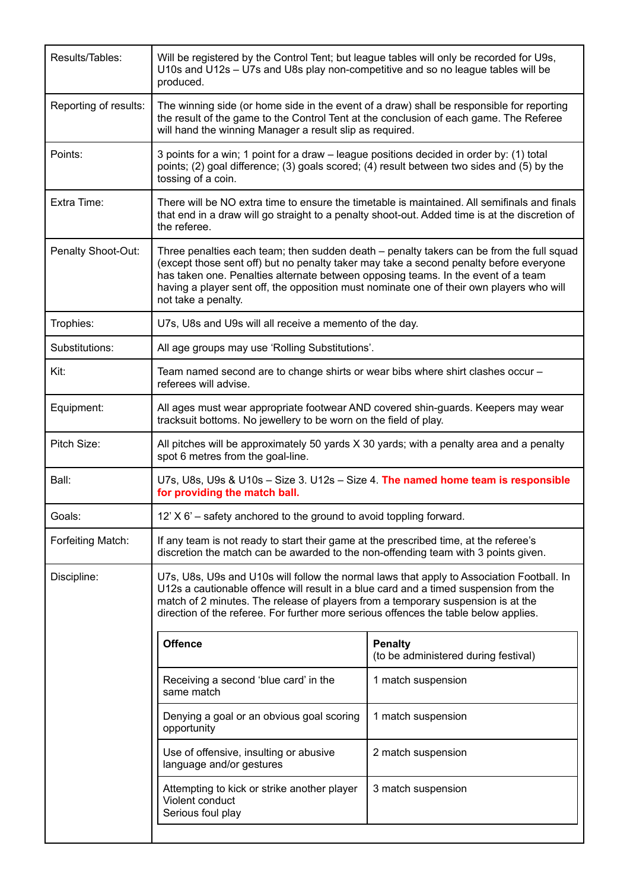| | |
|---|---|
| Results/Tables: | Will be registered by the Control Tent; but league tables will only be recorded for U9s, U10s and U12s – U7s and U8s play non-competitive and so no league tables will be produced. |
| Reporting of results: | The winning side (or home side in the event of a draw) shall be responsible for reporting the result of the game to the Control Tent at the conclusion of each game. The Referee will hand the winning Manager a result slip as required. |
| Points: | 3 points for a win; 1 point for a draw – league positions decided in order by: (1) total points; (2) goal difference; (3) goals scored; (4) result between two sides and (5) by the tossing of a coin. |
| Extra Time: | There will be NO extra time to ensure the timetable is maintained. All semifinals and finals that end in a draw will go straight to a penalty shoot-out. Added time is at the discretion of the referee. |
| Penalty Shoot-Out: | Three penalties each team; then sudden death – penalty takers can be from the full squad (except those sent off) but no penalty taker may take a second penalty before everyone has taken one. Penalties alternate between opposing teams. In the event of a team having a player sent off, the opposition must nominate one of their own players who will not take a penalty. |
| Trophies: | U7s, U8s and U9s will all receive a memento of the day. |
| Substitutions: | All age groups may use 'Rolling Substitutions'. |
| Kit: | Team named second are to change shirts or wear bibs where shirt clashes occur – referees will advise. |
| Equipment: | All ages must wear appropriate footwear AND covered shin-guards. Keepers may wear tracksuit bottoms. No jewellery to be worn on the field of play. |
| Pitch Size: | All pitches will be approximately 50 yards X 30 yards; with a penalty area and a penalty spot 6 metres from the goal-line. |
| Ball: | U7s, U8s, U9s & U10s – Size 3. U12s – Size 4. **The named home team is responsible for providing the match ball.** |
| Goals: | 12' X 6' – safety anchored to the ground to avoid toppling forward. |
| Forfeiting Match: | If any team is not ready to start their game at the prescribed time, at the referee's discretion the match can be awarded to the non-offending team with 3 points given. |
| Discipline: | U7s, U8s, U9s and U10s will follow the normal laws that apply to Association Football. In U12s a cautionable offence will result in a blue card and a timed suspension from the match of 2 minutes. The release of players from a temporary suspension is at the direction of the referee. For further more serious offences the table below applies. |

| **Offence** | **Penalty** (to be administered during festival) |
|---|---|
| Receiving a second 'blue card' in the same match | 1 match suspension |
| Denying a goal or an obvious goal scoring opportunity | 1 match suspension |
| Use of offensive, insulting or abusive language and/or gestures | 2 match suspension |
| Attempting to kick or strike another player<br>Violent conduct<br>Serious foul play | 3 match suspension |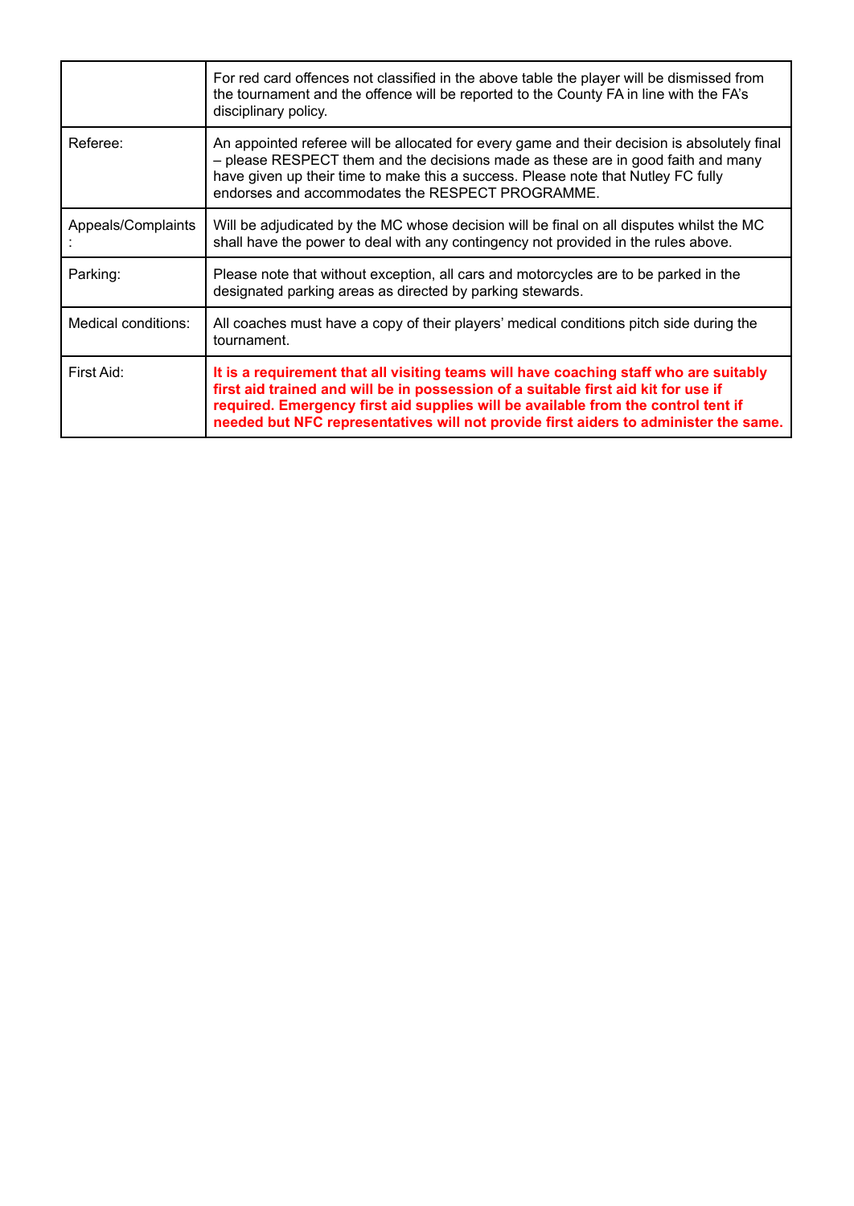| | |
|---|---|
| | For red card offences not classified in the above table the player will be dismissed from the tournament and the offence will be reported to the County FA in line with the FA's disciplinary policy. |
| Referee: | An appointed referee will be allocated for every game and their decision is absolutely final – please RESPECT them and the decisions made as these are in good faith and many have given up their time to make this a success. Please note that Nutley FC fully endorses and accommodates the RESPECT PROGRAMME. |
| Appeals/Complaints: | Will be adjudicated by the MC whose decision will be final on all disputes whilst the MC shall have the power to deal with any contingency not provided in the rules above. |
| Parking: | Please note that without exception, all cars and motorcycles are to be parked in the designated parking areas as directed by parking stewards. |
| Medical conditions: | All coaches must have a copy of their players' medical conditions pitch side during the tournament. |
| First Aid: | **It is a requirement that all visiting teams will have coaching staff who are suitably first aid trained and will be in possession of a suitable first aid kit for use if required. Emergency first aid supplies will be available from the control tent if needed but NFC representatives will not provide first aiders to administer the same.** |